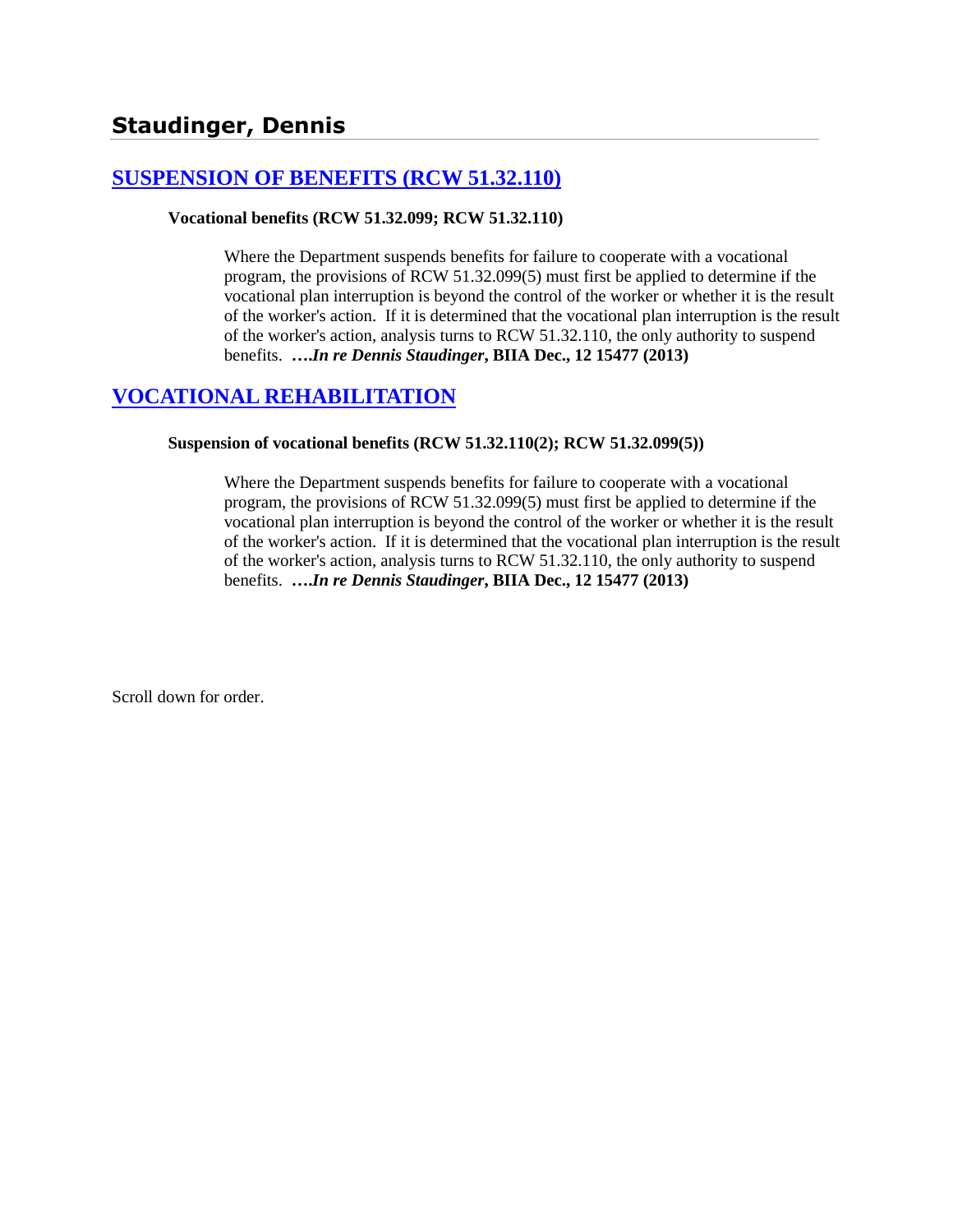# Staudinger, Dennis

## SUSPENSION OF BENEFITS (RCW 51.32.110)

**Vocational benefits (RCW 51.32.099; RCW 51.32.110)**

Where the Department suspends benefits for failure to cooperate with a vocational program, the provisions of RCW 51.32.099(5) must first be applied to determine if the vocational plan interruption is beyond the control of the worker or whether it is the result of the worker's action. If it is determined that the vocational plan interruption is the result of the worker's action, analysis turns to RCW 51.32.110, the only authority to suspend benefits. ***….In re Dennis Staudinger*, BIIA Dec., 12 15477 (2013)**

## VOCATIONAL REHABILITATION

**Suspension of vocational benefits (RCW 51.32.110(2); RCW 51.32.099(5))**

Where the Department suspends benefits for failure to cooperate with a vocational program, the provisions of RCW 51.32.099(5) must first be applied to determine if the vocational plan interruption is beyond the control of the worker or whether it is the result of the worker's action. If it is determined that the vocational plan interruption is the result of the worker's action, analysis turns to RCW 51.32.110, the only authority to suspend benefits. ***….In re Dennis Staudinger*, BIIA Dec., 12 15477 (2013)**

Scroll down for order.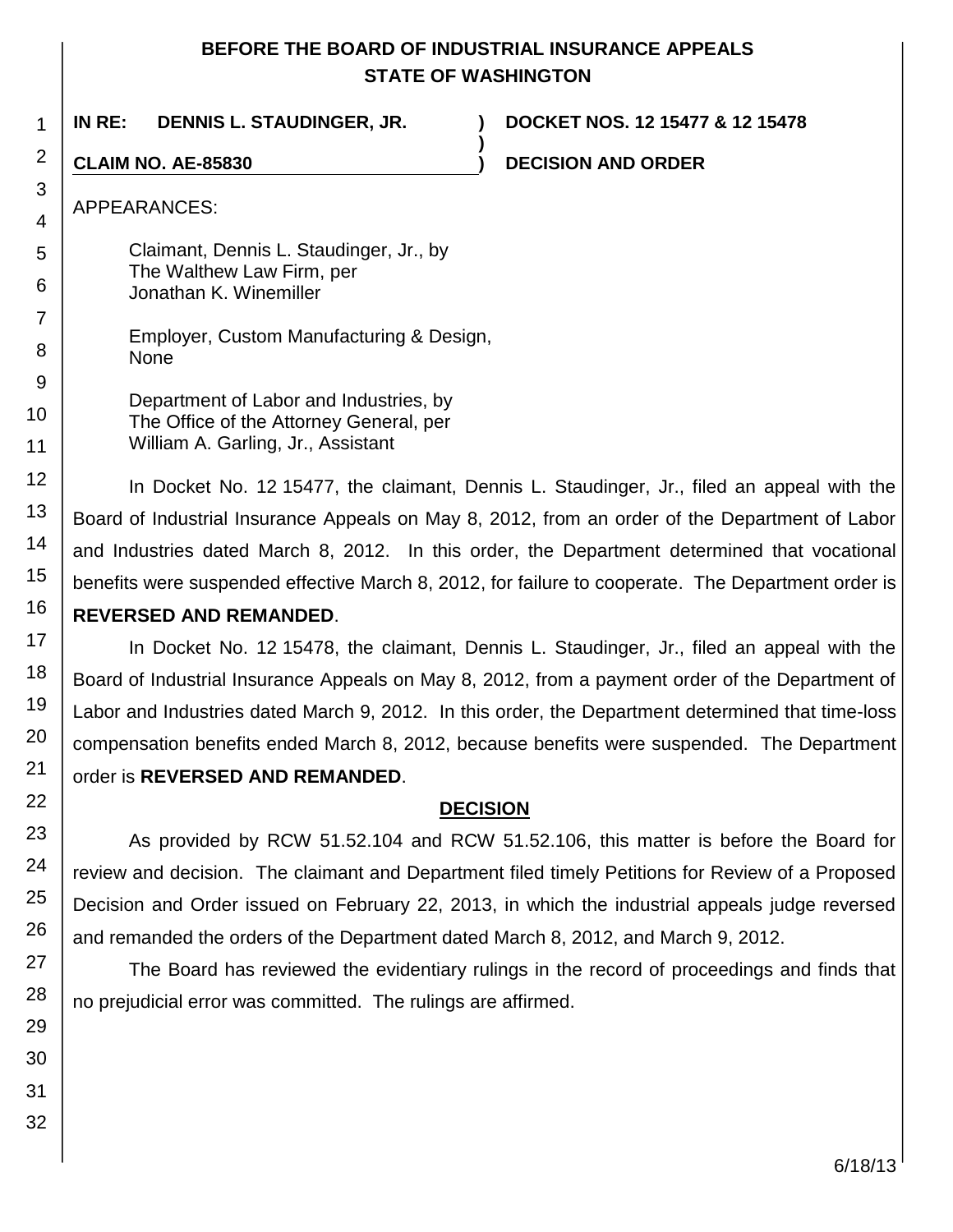**BEFORE THE BOARD OF INDUSTRIAL INSURANCE APPEALS**
**STATE OF WASHINGTON**

**IN RE: DENNIS L. STAUDINGER, JR.** ) **DOCKET NOS. 12 15477 & 12 15478**
)
**CLAIM NO. AE-85830** ) **DECISION AND ORDER**

APPEARANCES:

Claimant, Dennis L. Staudinger, Jr., by
The Walthew Law Firm, per
Jonathan K. Winemiller

Employer, Custom Manufacturing & Design,
None

Department of Labor and Industries, by
The Office of the Attorney General, per
William A. Garling, Jr., Assistant

In Docket No. 12 15477, the claimant, Dennis L. Staudinger, Jr., filed an appeal with the Board of Industrial Insurance Appeals on May 8, 2012, from an order of the Department of Labor and Industries dated March 8, 2012. In this order, the Department determined that vocational benefits were suspended effective March 8, 2012, for failure to cooperate. The Department order is **REVERSED AND REMANDED**.

In Docket No. 12 15478, the claimant, Dennis L. Staudinger, Jr., filed an appeal with the Board of Industrial Insurance Appeals on May 8, 2012, from a payment order of the Department of Labor and Industries dated March 9, 2012. In this order, the Department determined that time-loss compensation benefits ended March 8, 2012, because benefits were suspended. The Department order is **REVERSED AND REMANDED**.

## DECISION

As provided by RCW 51.52.104 and RCW 51.52.106, this matter is before the Board for review and decision. The claimant and Department filed timely Petitions for Review of a Proposed Decision and Order issued on February 22, 2013, in which the industrial appeals judge reversed and remanded the orders of the Department dated March 8, 2012, and March 9, 2012.

The Board has reviewed the evidentiary rulings in the record of proceedings and finds that no prejudicial error was committed. The rulings are affirmed.

6/18/13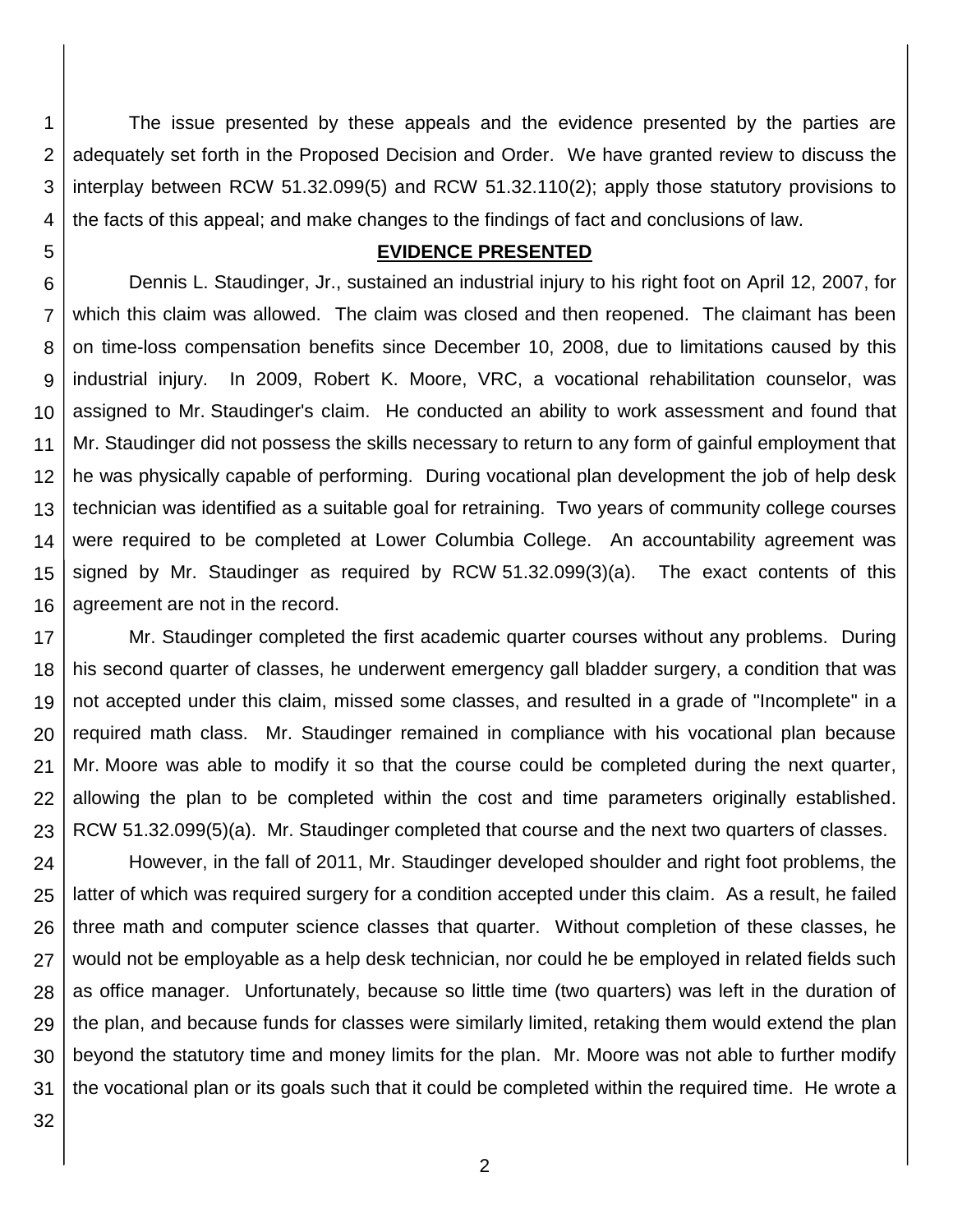The issue presented by these appeals and the evidence presented by the parties are adequately set forth in the Proposed Decision and Order. We have granted review to discuss the interplay between RCW 51.32.099(5) and RCW 51.32.110(2); apply those statutory provisions to the facts of this appeal; and make changes to the findings of fact and conclusions of law.

## EVIDENCE PRESENTED

Dennis L. Staudinger, Jr., sustained an industrial injury to his right foot on April 12, 2007, for which this claim was allowed. The claim was closed and then reopened. The claimant has been on time-loss compensation benefits since December 10, 2008, due to limitations caused by this industrial injury. In 2009, Robert K. Moore, VRC, a vocational rehabilitation counselor, was assigned to Mr. Staudinger's claim. He conducted an ability to work assessment and found that Mr. Staudinger did not possess the skills necessary to return to any form of gainful employment that he was physically capable of performing. During vocational plan development the job of help desk technician was identified as a suitable goal for retraining. Two years of community college courses were required to be completed at Lower Columbia College. An accountability agreement was signed by Mr. Staudinger as required by RCW 51.32.099(3)(a). The exact contents of this agreement are not in the record.

Mr. Staudinger completed the first academic quarter courses without any problems. During his second quarter of classes, he underwent emergency gall bladder surgery, a condition that was not accepted under this claim, missed some classes, and resulted in a grade of "Incomplete" in a required math class. Mr. Staudinger remained in compliance with his vocational plan because Mr. Moore was able to modify it so that the course could be completed during the next quarter, allowing the plan to be completed within the cost and time parameters originally established. RCW 51.32.099(5)(a). Mr. Staudinger completed that course and the next two quarters of classes.

However, in the fall of 2011, Mr. Staudinger developed shoulder and right foot problems, the latter of which was required surgery for a condition accepted under this claim. As a result, he failed three math and computer science classes that quarter. Without completion of these classes, he would not be employable as a help desk technician, nor could he be employed in related fields such as office manager. Unfortunately, because so little time (two quarters) was left in the duration of the plan, and because funds for classes were similarly limited, retaking them would extend the plan beyond the statutory time and money limits for the plan. Mr. Moore was not able to further modify the vocational plan or its goals such that it could be completed within the required time. He wrote a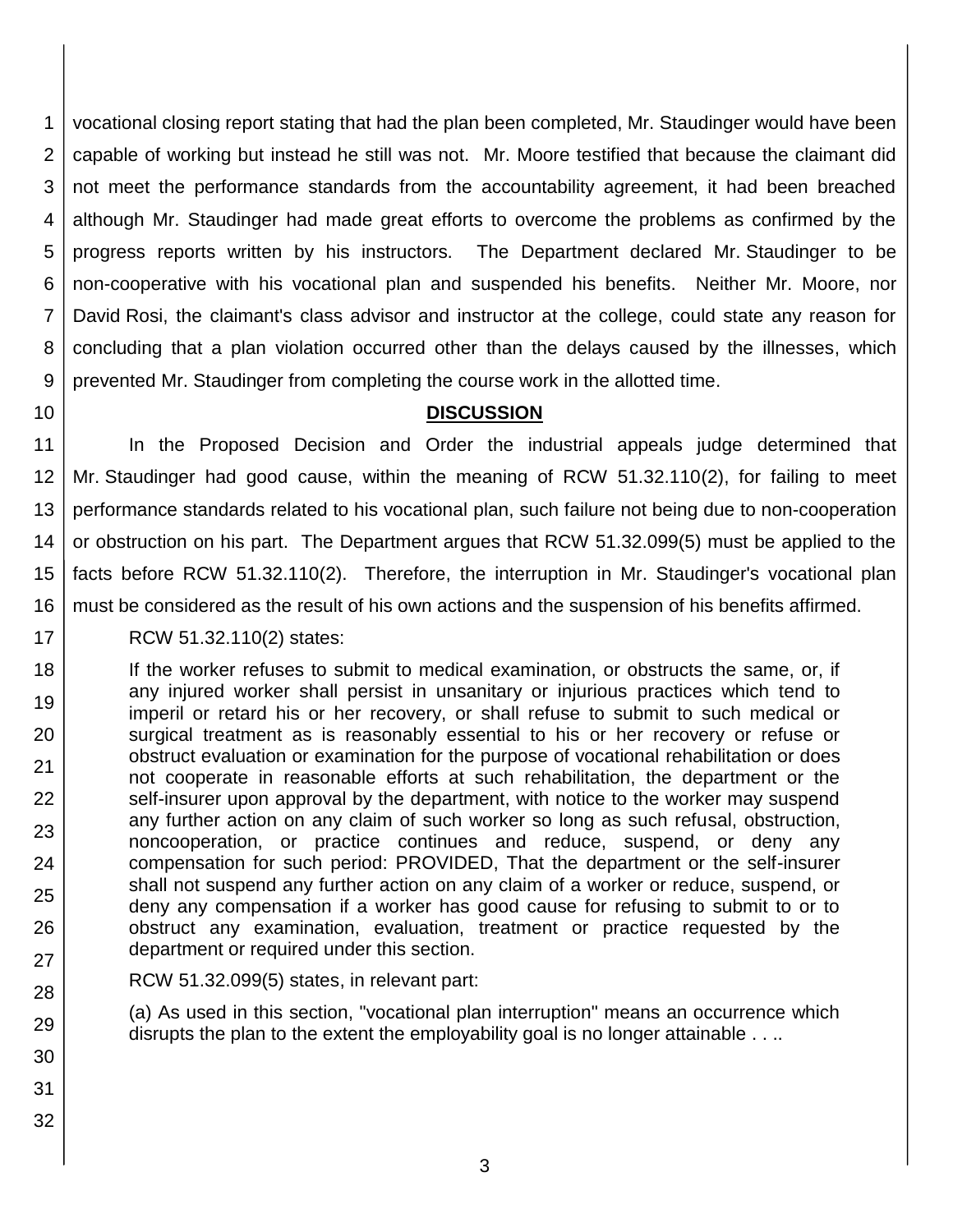vocational closing report stating that had the plan been completed, Mr. Staudinger would have been capable of working but instead he still was not. Mr. Moore testified that because the claimant did not meet the performance standards from the accountability agreement, it had been breached although Mr. Staudinger had made great efforts to overcome the problems as confirmed by the progress reports written by his instructors. The Department declared Mr. Staudinger to be non-cooperative with his vocational plan and suspended his benefits. Neither Mr. Moore, nor David Rosi, the claimant's class advisor and instructor at the college, could state any reason for concluding that a plan violation occurred other than the delays caused by the illnesses, which prevented Mr. Staudinger from completing the course work in the allotted time.

## DISCUSSION

In the Proposed Decision and Order the industrial appeals judge determined that Mr. Staudinger had good cause, within the meaning of RCW 51.32.110(2), for failing to meet performance standards related to his vocational plan, such failure not being due to non-cooperation or obstruction on his part. The Department argues that RCW 51.32.099(5) must be applied to the facts before RCW 51.32.110(2). Therefore, the interruption in Mr. Staudinger's vocational plan must be considered as the result of his own actions and the suspension of his benefits affirmed.

RCW 51.32.110(2) states:

> If the worker refuses to submit to medical examination, or obstructs the same, or, if any injured worker shall persist in unsanitary or injurious practices which tend to imperil or retard his or her recovery, or shall refuse to submit to such medical or surgical treatment as is reasonably essential to his or her recovery or refuse or obstruct evaluation or examination for the purpose of vocational rehabilitation or does not cooperate in reasonable efforts at such rehabilitation, the department or the self-insurer upon approval by the department, with notice to the worker may suspend any further action on any claim of such worker so long as such refusal, obstruction, noncooperation, or practice continues and reduce, suspend, or deny any compensation for such period: PROVIDED, That the department or the self-insurer shall not suspend any further action on any claim of a worker or reduce, suspend, or deny any compensation if a worker has good cause for refusing to submit to or to obstruct any examination, evaluation, treatment or practice requested by the department or required under this section.

RCW 51.32.099(5) states, in relevant part:

> (a) As used in this section, "vocational plan interruption" means an occurrence which disrupts the plan to the extent the employability goal is no longer attainable . . ..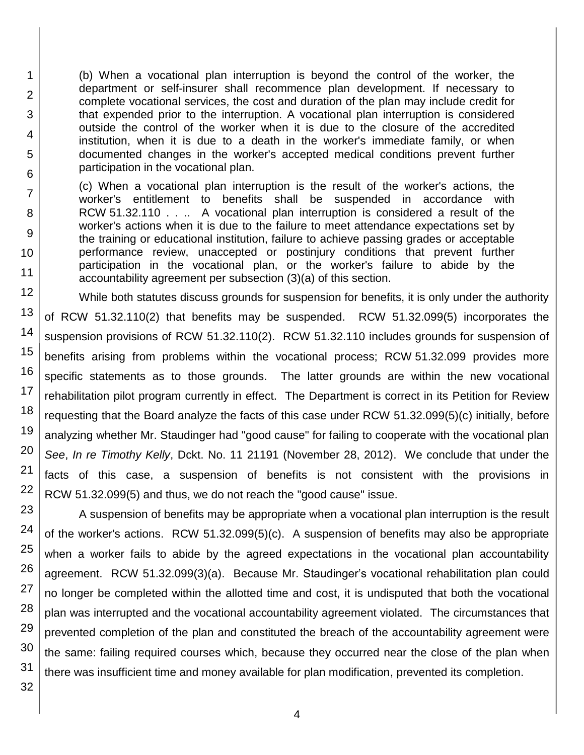> (b) When a vocational plan interruption is beyond the control of the worker, the department or self-insurer shall recommence plan development. If necessary to complete vocational services, the cost and duration of the plan may include credit for that expended prior to the interruption. A vocational plan interruption is considered outside the control of the worker when it is due to the closure of the accredited institution, when it is due to a death in the worker's immediate family, or when documented changes in the worker's accepted medical conditions prevent further participation in the vocational plan.
>
> (c) When a vocational plan interruption is the result of the worker's actions, the worker's entitlement to benefits shall be suspended in accordance with RCW 51.32.110 . . .. A vocational plan interruption is considered a result of the worker's actions when it is due to the failure to meet attendance expectations set by the training or educational institution, failure to achieve passing grades or acceptable performance review, unaccepted or postinjury conditions that prevent further participation in the vocational plan, or the worker's failure to abide by the accountability agreement per subsection (3)(a) of this section.

While both statutes discuss grounds for suspension for benefits, it is only under the authority of RCW 51.32.110(2) that benefits may be suspended. RCW 51.32.099(5) incorporates the suspension provisions of RCW 51.32.110(2). RCW 51.32.110 includes grounds for suspension of benefits arising from problems within the vocational process; RCW 51.32.099 provides more specific statements as to those grounds. The latter grounds are within the new vocational rehabilitation pilot program currently in effect. The Department is correct in its Petition for Review requesting that the Board analyze the facts of this case under RCW 51.32.099(5)(c) initially, before analyzing whether Mr. Staudinger had "good cause" for failing to cooperate with the vocational plan *See*, *In re Timothy Kelly*, Dckt. No. 11 21191 (November 28, 2012). We conclude that under the facts of this case, a suspension of benefits is not consistent with the provisions in RCW 51.32.099(5) and thus, we do not reach the "good cause" issue.

A suspension of benefits may be appropriate when a vocational plan interruption is the result of the worker's actions. RCW 51.32.099(5)(c). A suspension of benefits may also be appropriate when a worker fails to abide by the agreed expectations in the vocational plan accountability agreement. RCW 51.32.099(3)(a). Because Mr. Staudinger's vocational rehabilitation plan could no longer be completed within the allotted time and cost, it is undisputed that both the vocational plan was interrupted and the vocational accountability agreement violated. The circumstances that prevented completion of the plan and constituted the breach of the accountability agreement were the same: failing required courses which, because they occurred near the close of the plan when there was insufficient time and money available for plan modification, prevented its completion.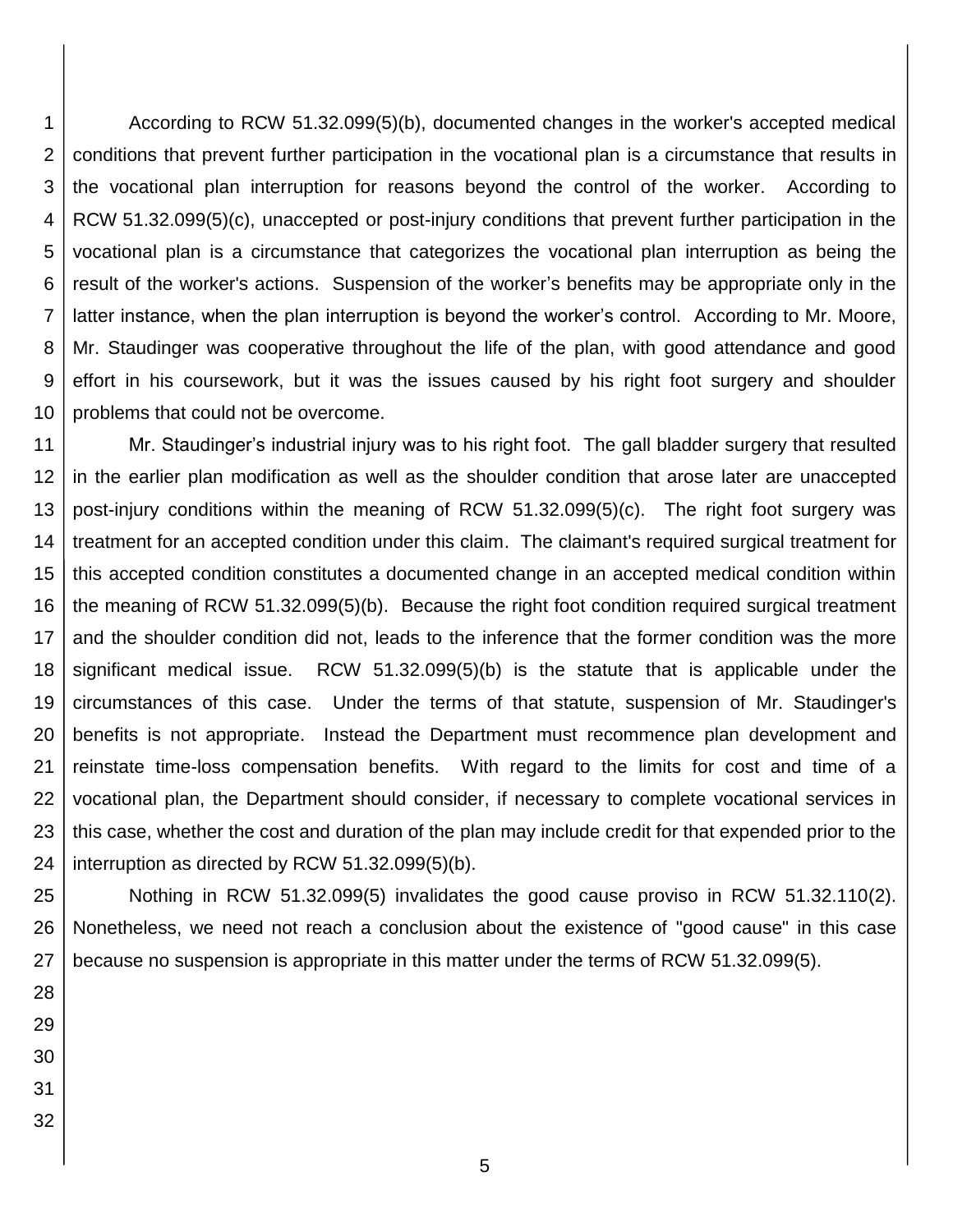According to RCW 51.32.099(5)(b), documented changes in the worker's accepted medical conditions that prevent further participation in the vocational plan is a circumstance that results in the vocational plan interruption for reasons beyond the control of the worker. According to RCW 51.32.099(5)(c), unaccepted or post-injury conditions that prevent further participation in the vocational plan is a circumstance that categorizes the vocational plan interruption as being the result of the worker's actions. Suspension of the worker's benefits may be appropriate only in the latter instance, when the plan interruption is beyond the worker's control. According to Mr. Moore, Mr. Staudinger was cooperative throughout the life of the plan, with good attendance and good effort in his coursework, but it was the issues caused by his right foot surgery and shoulder problems that could not be overcome.

Mr. Staudinger's industrial injury was to his right foot. The gall bladder surgery that resulted in the earlier plan modification as well as the shoulder condition that arose later are unaccepted post-injury conditions within the meaning of RCW 51.32.099(5)(c). The right foot surgery was treatment for an accepted condition under this claim. The claimant's required surgical treatment for this accepted condition constitutes a documented change in an accepted medical condition within the meaning of RCW 51.32.099(5)(b). Because the right foot condition required surgical treatment and the shoulder condition did not, leads to the inference that the former condition was the more significant medical issue. RCW 51.32.099(5)(b) is the statute that is applicable under the circumstances of this case. Under the terms of that statute, suspension of Mr. Staudinger's benefits is not appropriate. Instead the Department must recommence plan development and reinstate time-loss compensation benefits. With regard to the limits for cost and time of a vocational plan, the Department should consider, if necessary to complete vocational services in this case, whether the cost and duration of the plan may include credit for that expended prior to the interruption as directed by RCW 51.32.099(5)(b).

Nothing in RCW 51.32.099(5) invalidates the good cause proviso in RCW 51.32.110(2). Nonetheless, we need not reach a conclusion about the existence of "good cause" in this case because no suspension is appropriate in this matter under the terms of RCW 51.32.099(5).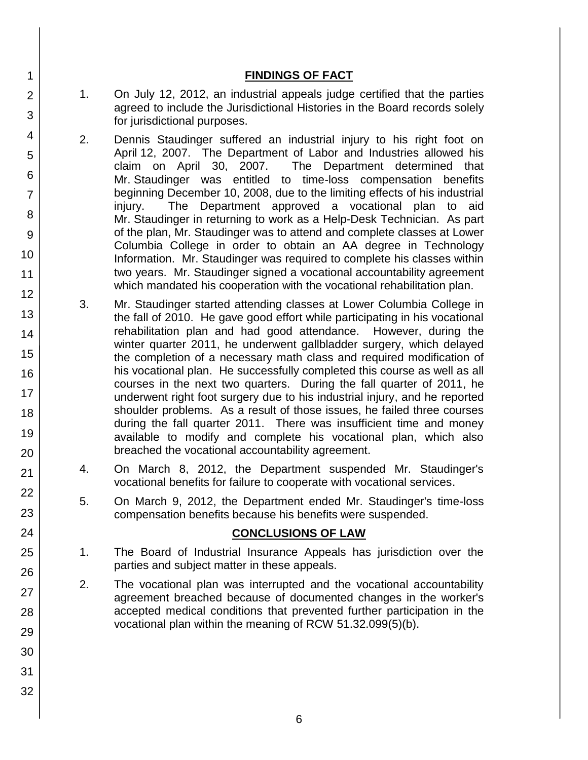## FINDINGS OF FACT

1. On July 12, 2012, an industrial appeals judge certified that the parties agreed to include the Jurisdictional Histories in the Board records solely for jurisdictional purposes.

2. Dennis Staudinger suffered an industrial injury to his right foot on April 12, 2007. The Department of Labor and Industries allowed his claim on April 30, 2007. The Department determined that Mr. Staudinger was entitled to time-loss compensation benefits beginning December 10, 2008, due to the limiting effects of his industrial injury. The Department approved a vocational plan to aid Mr. Staudinger in returning to work as a Help-Desk Technician. As part of the plan, Mr. Staudinger was to attend and complete classes at Lower Columbia College in order to obtain an AA degree in Technology Information. Mr. Staudinger was required to complete his classes within two years. Mr. Staudinger signed a vocational accountability agreement which mandated his cooperation with the vocational rehabilitation plan.

3. Mr. Staudinger started attending classes at Lower Columbia College in the fall of 2010. He gave good effort while participating in his vocational rehabilitation plan and had good attendance. However, during the winter quarter 2011, he underwent gallbladder surgery, which delayed the completion of a necessary math class and required modification of his vocational plan. He successfully completed this course as well as all courses in the next two quarters. During the fall quarter of 2011, he underwent right foot surgery due to his industrial injury, and he reported shoulder problems. As a result of those issues, he failed three courses during the fall quarter 2011. There was insufficient time and money available to modify and complete his vocational plan, which also breached the vocational accountability agreement.

4. On March 8, 2012, the Department suspended Mr. Staudinger's vocational benefits for failure to cooperate with vocational services.

5. On March 9, 2012, the Department ended Mr. Staudinger's time-loss compensation benefits because his benefits were suspended.

## CONCLUSIONS OF LAW

1. The Board of Industrial Insurance Appeals has jurisdiction over the parties and subject matter in these appeals.

2. The vocational plan was interrupted and the vocational accountability agreement breached because of documented changes in the worker's accepted medical conditions that prevented further participation in the vocational plan within the meaning of RCW 51.32.099(5)(b).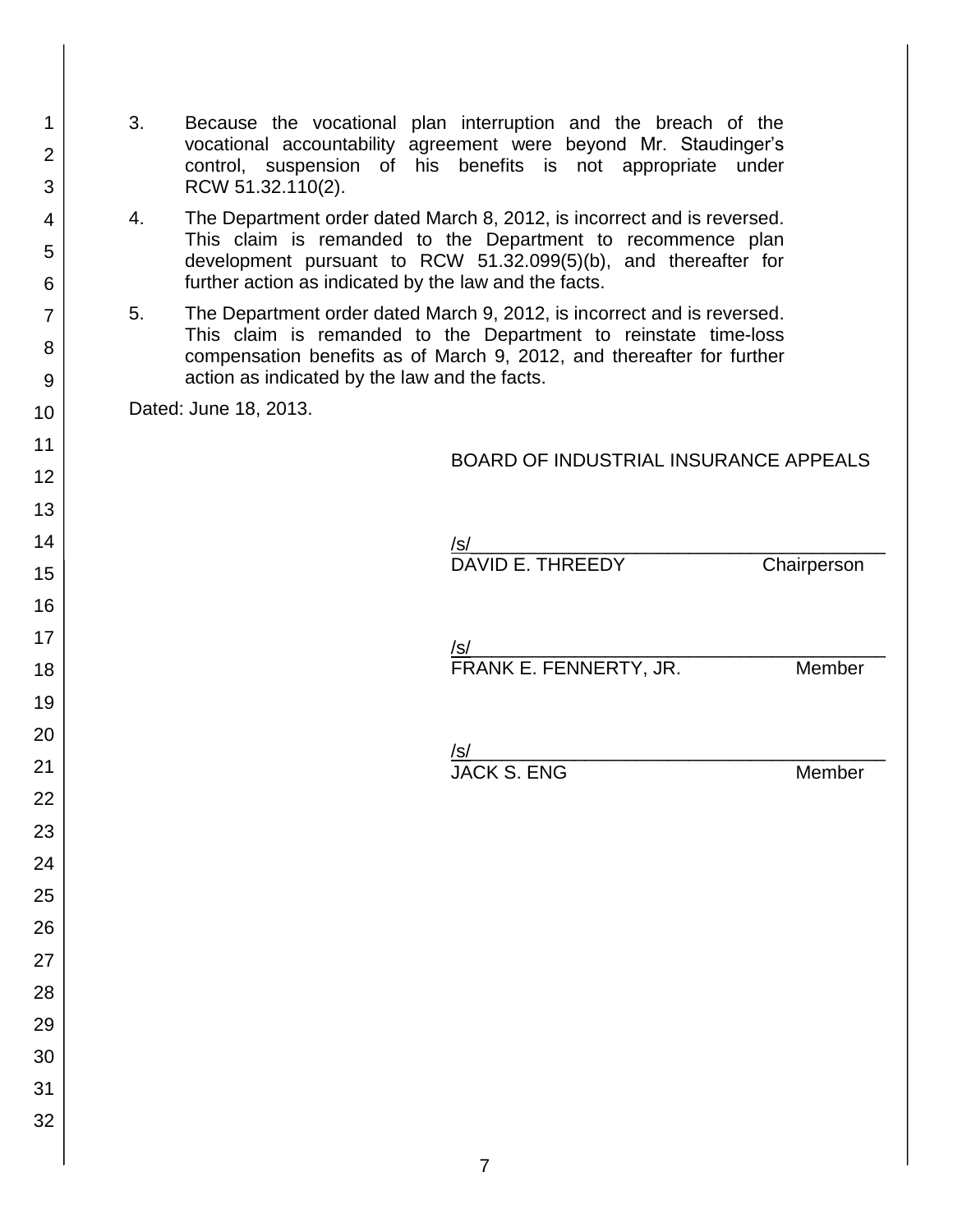3. Because the vocational plan interruption and the breach of the vocational accountability agreement were beyond Mr. Staudinger's control, suspension of his benefits is not appropriate under RCW 51.32.110(2).

4. The Department order dated March 8, 2012, is incorrect and is reversed. This claim is remanded to the Department to recommence plan development pursuant to RCW 51.32.099(5)(b), and thereafter for further action as indicated by the law and the facts.

5. The Department order dated March 9, 2012, is incorrect and is reversed. This claim is remanded to the Department to reinstate time-loss compensation benefits as of March 9, 2012, and thereafter for further action as indicated by the law and the facts.

Dated: June 18, 2013.

BOARD OF INDUSTRIAL INSURANCE APPEALS

/s/
DAVID E. THREEDY Chairperson

/s/
FRANK E. FENNERTY, JR. Member

/s/
JACK S. ENG Member